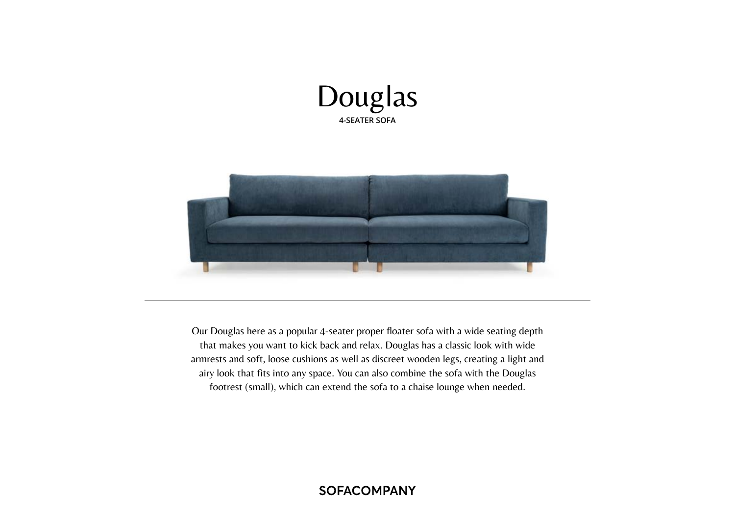# Douglas

**4-SEATER SOFA**

---

Our Douglas here as a popular 4-seater proper floater sofa with a wide seating depth that makes you want to kick back and relax. Douglas has a classic look with wide armrests and soft, loose cushions as well as discreet wooden legs, creating a light and airy look that fits into any space. You can also combine the sofa with the Douglas footrest (small), which can extend the sofa to a chaise lounge when needed.

**SOFACOMPANY**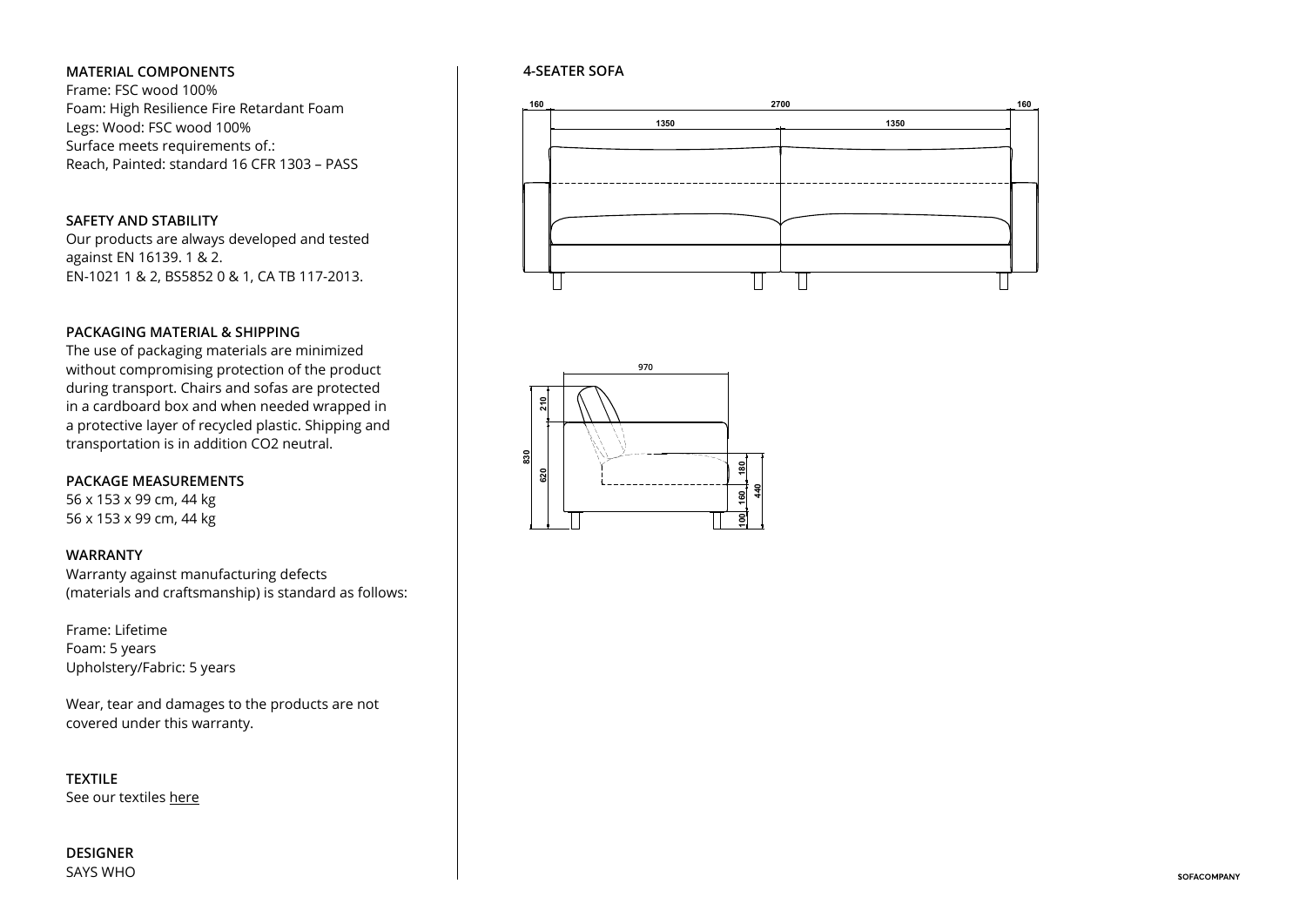## MATERIAL COMPONENTS

Frame: FSC wood 100%
Foam: High Resilience Fire Retardant Foam
Legs: Wood: FSC wood 100%
Surface meets requirements of.:
Reach, Painted: standard 16 CFR 1303 – PASS

## SAFETY AND STABILITY

Our products are always developed and tested against EN 16139. 1 & 2.
EN-1021 1 & 2, BS5852 0 & 1, CA TB 117-2013.

## PACKAGING MATERIAL & SHIPPING

The use of packaging materials are minimized without compromising protection of the product during transport. Chairs and sofas are protected in a cardboard box and when needed wrapped in a protective layer of recycled plastic. Shipping and transportation is in addition CO2 neutral.

## PACKAGE MEASUREMENTS

56 x 153 x 99 cm, 44 kg
56 x 153 x 99 cm, 44 kg

## WARRANTY

Warranty against manufacturing defects (materials and craftsmanship) is standard as follows:

Frame: Lifetime
Foam: 5 years
Upholstery/Fabric: 5 years

Wear, tear and damages to the products are not covered under this warranty.

## TEXTILE

See our textiles here

## DESIGNER

SAYS WHO

## 4-SEATER SOFA

160 | 2700 | 160
1350 | 1350

970
830 | 210 | 620
180 | 160 | 100 | 440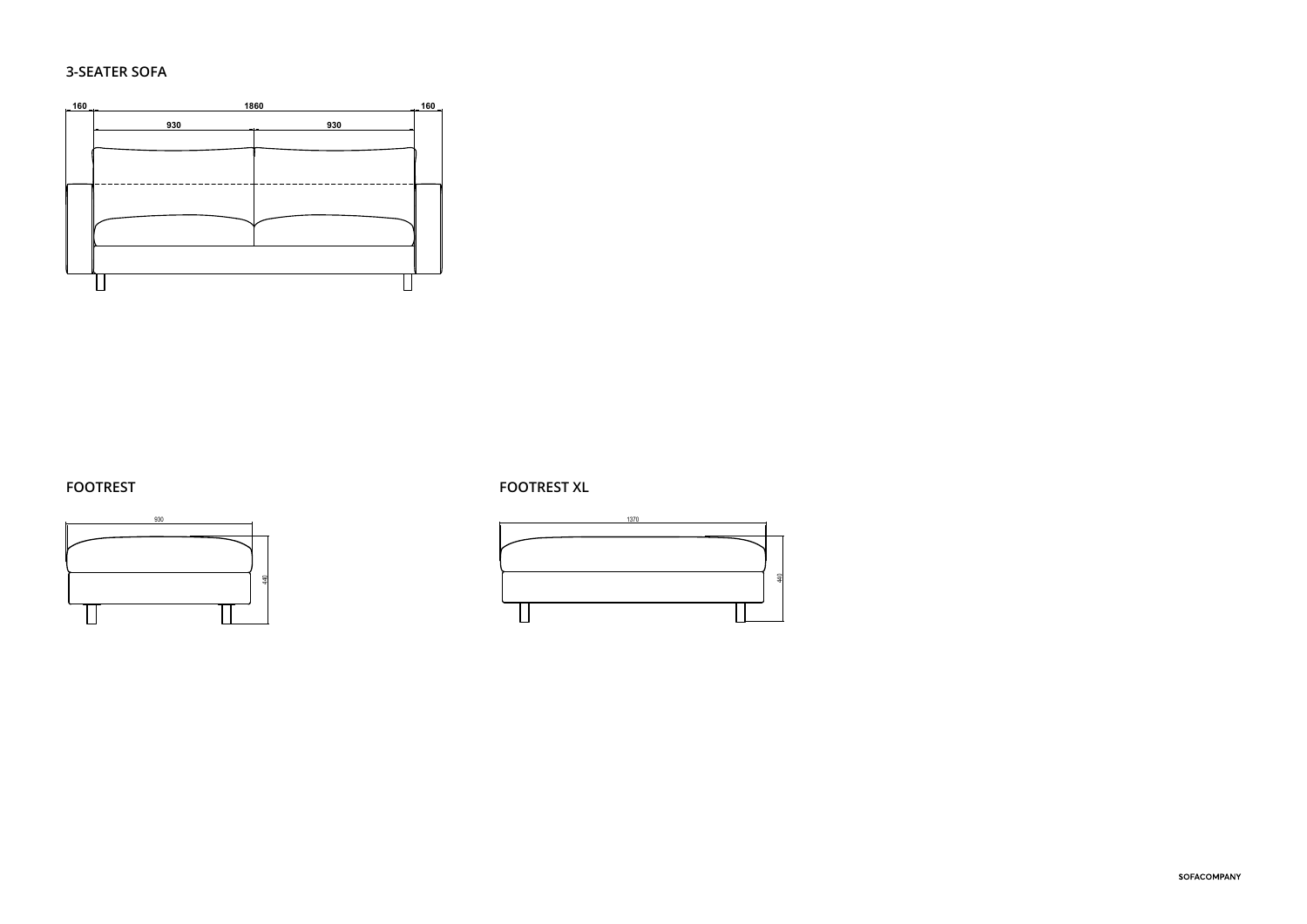## 3-SEATER SOFA

160
1860
160
930
930

## FOOTREST

930
440

## FOOTREST XL

1370
440